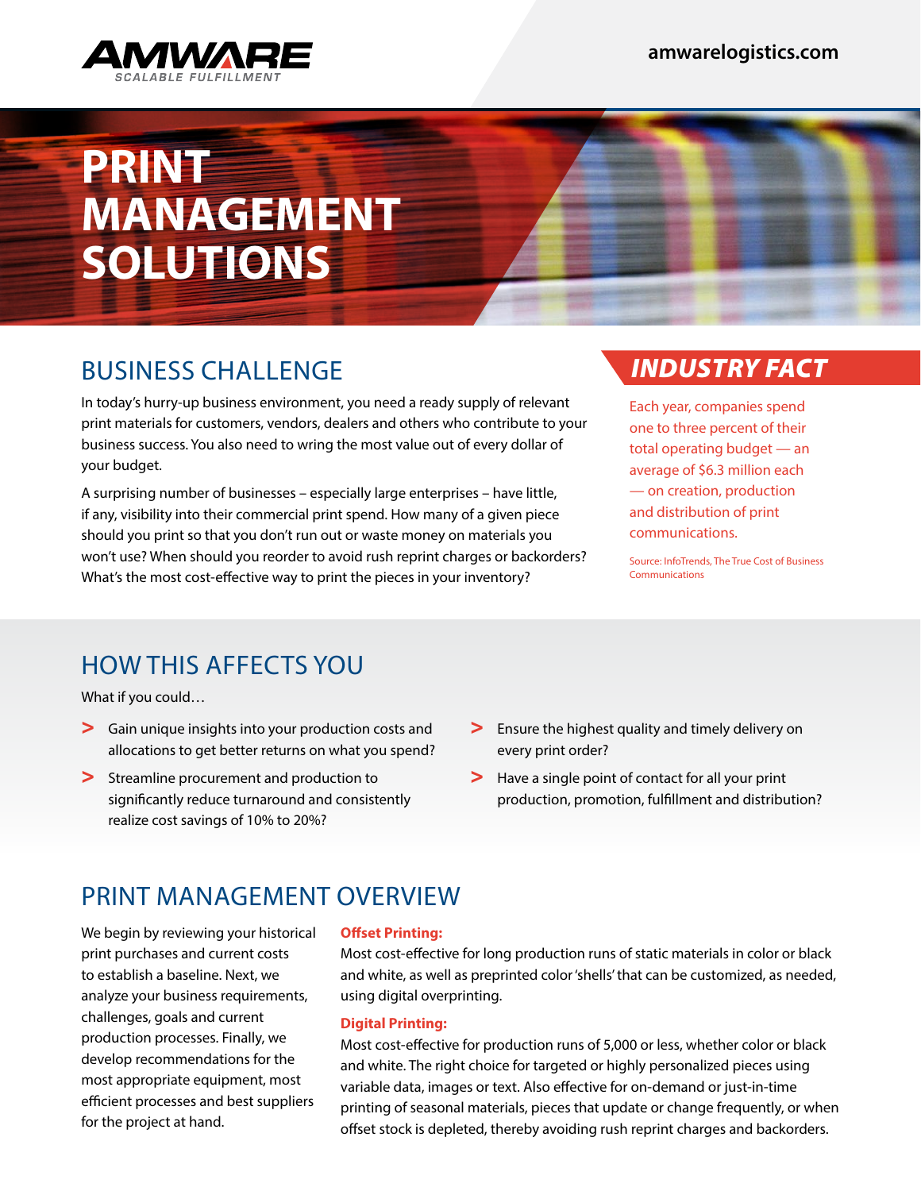AMWARE
SCALABLE FULFILLMENT

amwarelogistics.com

# PRINT MANAGEMENT SOLUTIONS

## BUSINESS CHALLENGE

In today's hurry-up business environment, you need a ready supply of relevant print materials for customers, vendors, dealers and others who contribute to your business success. You also need to wring the most value out of every dollar of your budget.

A surprising number of businesses – especially large enterprises – have little, if any, visibility into their commercial print spend. How many of a given piece should you print so that you don't run out or waste money on materials you won't use? When should you reorder to avoid rush reprint charges or backorders? What's the most cost-effective way to print the pieces in your inventory?

### INDUSTRY FACT

Each year, companies spend one to three percent of their total operating budget — an average of $6.3 million each — on creation, production and distribution of print communications.

Source: InfoTrends, The True Cost of Business Communications

## HOW THIS AFFECTS YOU

What if you could…

- Gain unique insights into your production costs and allocations to get better returns on what you spend?
- Streamline procurement and production to significantly reduce turnaround and consistently realize cost savings of 10% to 20%?
- Ensure the highest quality and timely delivery on every print order?
- Have a single point of contact for all your print production, promotion, fulfillment and distribution?

## PRINT MANAGEMENT OVERVIEW

We begin by reviewing your historical print purchases and current costs to establish a baseline. Next, we analyze your business requirements, challenges, goals and current production processes. Finally, we develop recommendations for the most appropriate equipment, most efficient processes and best suppliers for the project at hand.

**Offset Printing:**
Most cost-effective for long production runs of static materials in color or black and white, as well as preprinted color 'shells' that can be customized, as needed, using digital overprinting.

**Digital Printing:**
Most cost-effective for production runs of 5,000 or less, whether color or black and white. The right choice for targeted or highly personalized pieces using variable data, images or text. Also effective for on-demand or just-in-time printing of seasonal materials, pieces that update or change frequently, or when offset stock is depleted, thereby avoiding rush reprint charges and backorders.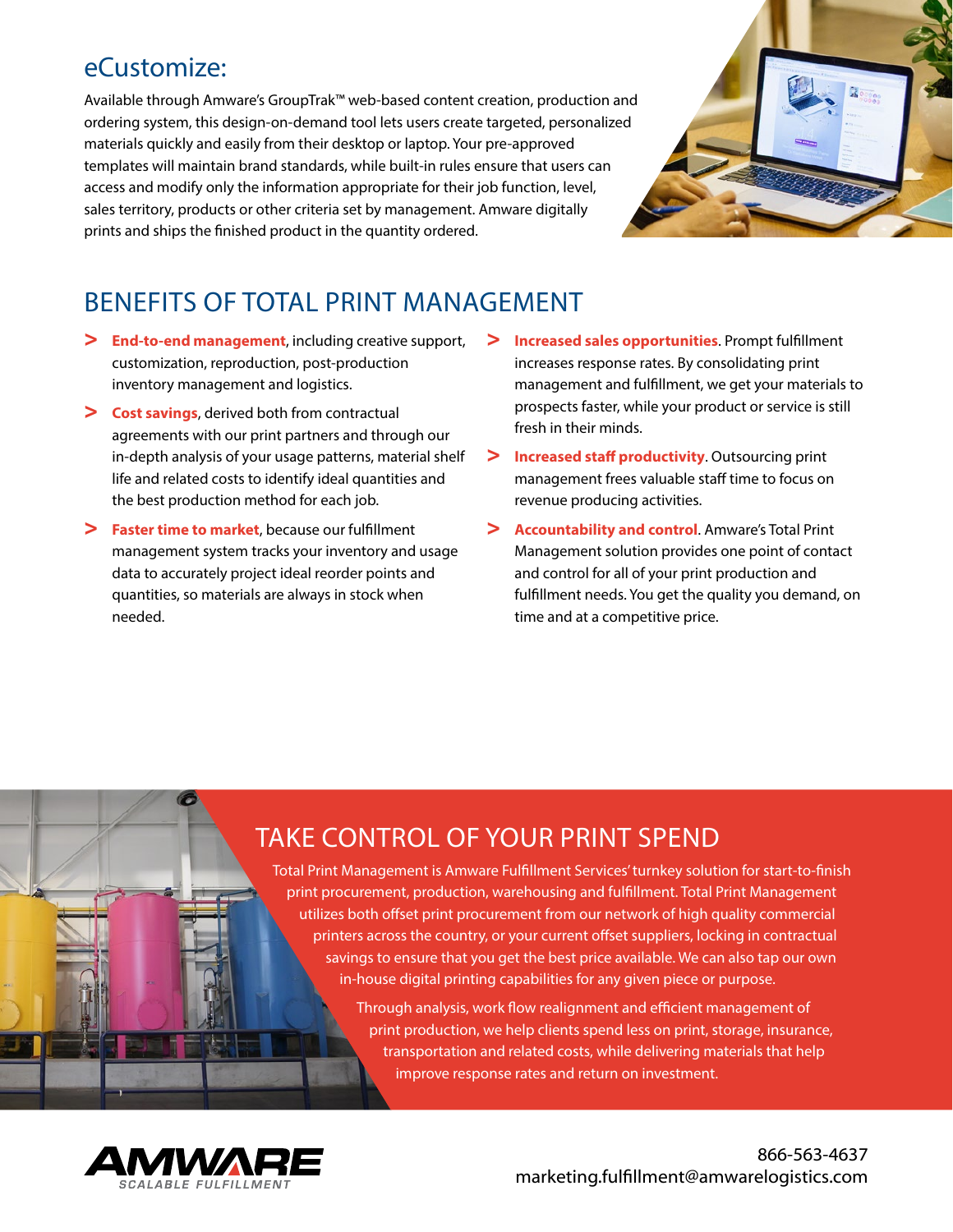## eCustomize:

Available through Amware's GroupTrak™ web-based content creation, production and ordering system, this design-on-demand tool lets users create targeted, personalized materials quickly and easily from their desktop or laptop. Your pre-approved templates will maintain brand standards, while built-in rules ensure that users can access and modify only the information appropriate for their job function, level, sales territory, products or other criteria set by management. Amware digitally prints and ships the finished product in the quantity ordered.

## BENEFITS OF TOTAL PRINT MANAGEMENT

- **End-to-end management**, including creative support, customization, reproduction, post-production inventory management and logistics.
- **Cost savings**, derived both from contractual agreements with our print partners and through our in-depth analysis of your usage patterns, material shelf life and related costs to identify ideal quantities and the best production method for each job.
- **Faster time to market**, because our fulfillment management system tracks your inventory and usage data to accurately project ideal reorder points and quantities, so materials are always in stock when needed.
- **Increased sales opportunities**. Prompt fulfillment increases response rates. By consolidating print management and fulfillment, we get your materials to prospects faster, while your product or service is still fresh in their minds.
- **Increased staff productivity**. Outsourcing print management frees valuable staff time to focus on revenue producing activities.
- **Accountability and control**. Amware's Total Print Management solution provides one point of contact and control for all of your print production and fulfillment needs. You get the quality you demand, on time and at a competitive price.

## TAKE CONTROL OF YOUR PRINT SPEND

Total Print Management is Amware Fulfillment Services' turnkey solution for start-to-finish print procurement, production, warehousing and fulfillment. Total Print Management utilizes both offset print procurement from our network of high quality commercial printers across the country, or your current offset suppliers, locking in contractual savings to ensure that you get the best price available. We can also tap our own in-house digital printing capabilities for any given piece or purpose.

Through analysis, work flow realignment and efficient management of print production, we help clients spend less on print, storage, insurance, transportation and related costs, while delivering materials that help improve response rates and return on investment.

AMWARE
SCALABLE FULFILLMENT

866-563-4637
marketing.fulfillment@amwarelogistics.com